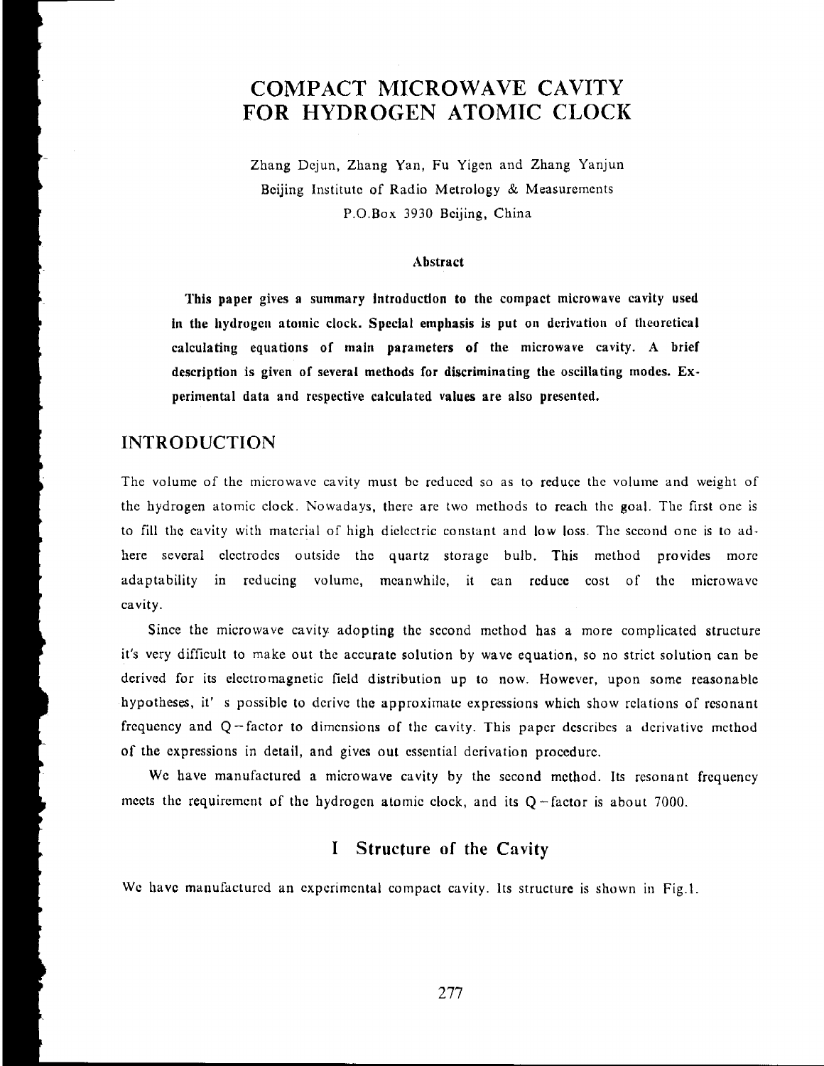# COMPACT MICROWAVE CAVITY FOR HYDROGEN ATOMIC CLOCK

Zhang Dejun, Zhang Yan, Fu Yigen and Zhang Yanjun
Beijing Institute of Radio Metrology & Measurements
P.O.Box 3930 Beijing, China

### Abstract

**This paper gives a summary introduction to the compact microwave cavity used in the hydrogen atomic clock. Special emphasis is put on derivation of theoretical calculating equations of main parameters of the microwave cavity. A brief description is given of several methods for discriminating the oscillating modes. Experimental data and respective calculated values are also presented.**

## INTRODUCTION

The volume of the microwave cavity must be reduced so as to reduce the volume and weight of the hydrogen atomic clock. Nowadays, there are two methods to reach the goal. The first one is to fill the cavity with material of high dielectric constant and low loss. The second one is to adhere several electrodes outside the quartz storage bulb. This method provides more adaptability in reducing volume, meanwhile, it can reduce cost of the microwave cavity.

Since the microwave cavity adopting the second method has a more complicated structure it's very difficult to make out the accurate solution by wave equation, so no strict solution can be derived for its electromagnetic field distribution up to now. However, upon some reasonable hypotheses, it' s possible to derive the approximate expressions which show relations of resonant frequency and Q-factor to dimensions of the cavity. This paper describes a derivative method of the expressions in detail, and gives out essential derivation procedure.

We have manufactured a microwave cavity by the second method. Its resonant frequency meets the requirement of the hydrogen atomic clock, and its Q-factor is about 7000.

## I Structure of the Cavity

We have manufactured an experimental compact cavity. Its structure is shown in Fig.1.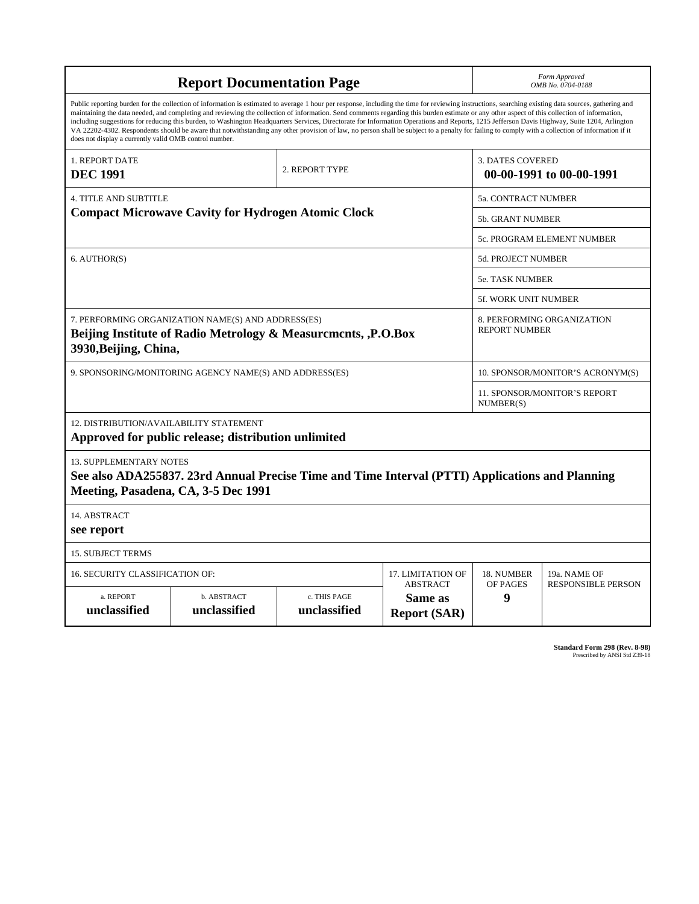# Report Documentation Page

*Form Approved*
*OMB No. 0704-0188*

Public reporting burden for the collection of information is estimated to average 1 hour per response, including the time for reviewing instructions, searching existing data sources, gathering and maintaining the data needed, and completing and reviewing the collection of information. Send comments regarding this burden estimate or any other aspect of this collection of information, including suggestions for reducing this burden, to Washington Headquarters Services, Directorate for Information Operations and Reports, 1215 Jefferson Davis Highway, Suite 1204, Arlington VA 22202-4302. Respondents should be aware that notwithstanding any other provision of law, no person shall be subject to a penalty for failing to comply with a collection of information if it does not display a currently valid OMB control number.

| 1. REPORT DATE | 2. REPORT TYPE | 3. DATES COVERED |
|---|---|---|
| **DEC 1991** | | **00-00-1991 to 00-00-1991** |

| 4. TITLE AND SUBTITLE | |
|---|---|
| **Compact Microwave Cavity for Hydrogen Atomic Clock** | 5a. CONTRACT NUMBER |
| | 5b. GRANT NUMBER |
| | 5c. PROGRAM ELEMENT NUMBER |
| 6. AUTHOR(S) | 5d. PROJECT NUMBER |
| | 5e. TASK NUMBER |
| | 5f. WORK UNIT NUMBER |
| 7. PERFORMING ORGANIZATION NAME(S) AND ADDRESS(ES) **Beijing Institute of Radio Metrology & Measurcmcnts, ,P.O.Box 3930,Beijing, China,** | 8. PERFORMING ORGANIZATION REPORT NUMBER |
| 9. SPONSORING/MONITORING AGENCY NAME(S) AND ADDRESS(ES) | 10. SPONSOR/MONITOR'S ACRONYM(S) |
| | 11. SPONSOR/MONITOR'S REPORT NUMBER(S) |

12. DISTRIBUTION/AVAILABILITY STATEMENT
**Approved for public release; distribution unlimited**

13. SUPPLEMENTARY NOTES
**See also ADA255837. 23rd Annual Precise Time and Time Interval (PTTI) Applications and Planning Meeting, Pasadena, CA, 3-5 Dec 1991**

14. ABSTRACT
**see report**

15. SUBJECT TERMS

| 16. SECURITY CLASSIFICATION OF: | | | 17. LIMITATION OF ABSTRACT | 18. NUMBER OF PAGES | 19a. NAME OF RESPONSIBLE PERSON |
|---|---|---|---|---|---|
| a. REPORT | b. ABSTRACT | c. THIS PAGE | | | |
| **unclassified** | **unclassified** | **unclassified** | **Same as Report (SAR)** | **9** | |

**Standard Form 298 (Rev. 8-98)**
Prescribed by ANSI Std Z39-18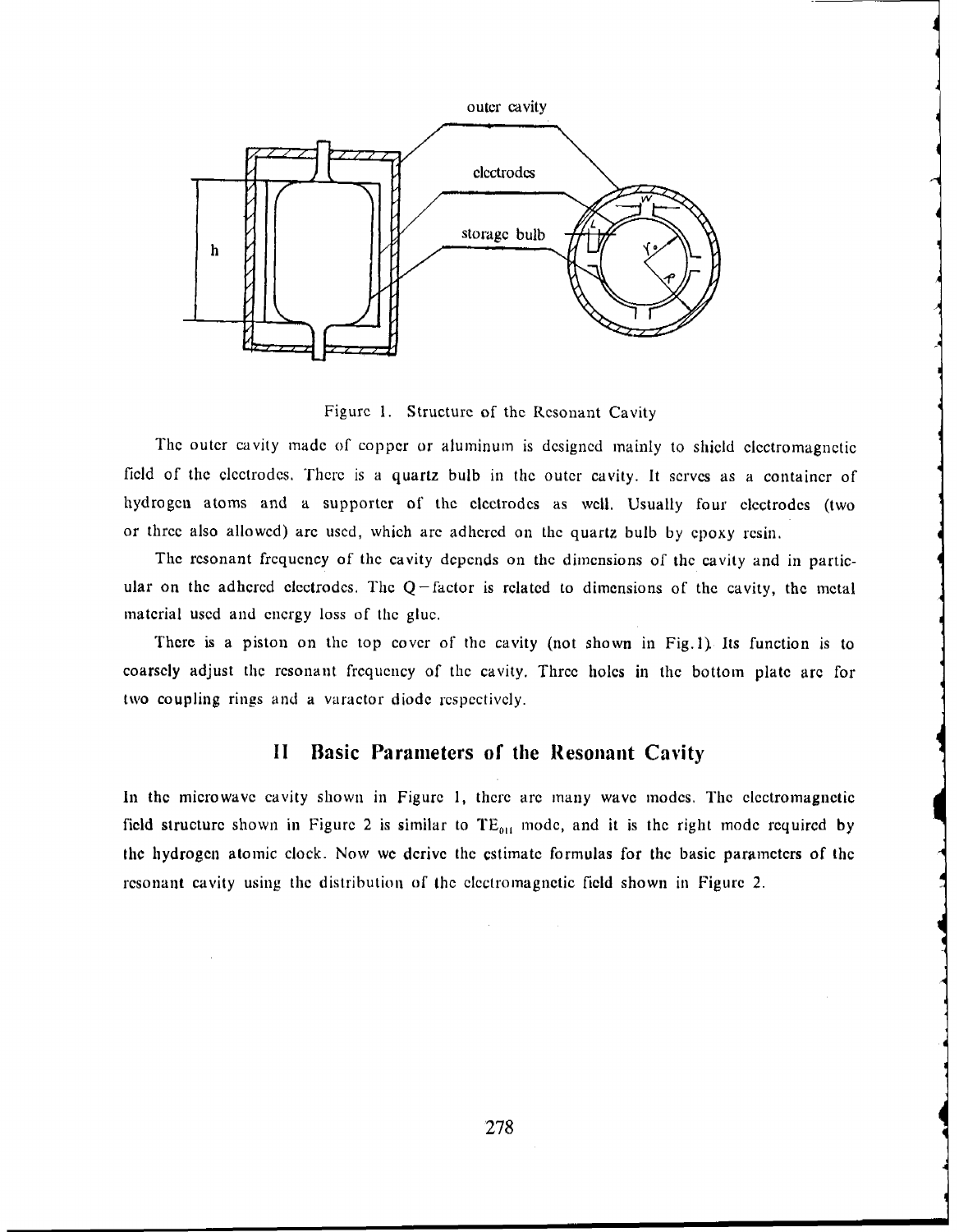Figure 1. Structure of the Resonant Cavity

The outer cavity made of copper or aluminum is designed mainly to shield electromagnetic field of the electrodes. There is a quartz bulb in the outer cavity. It serves as a container of hydrogen atoms and a supporter of the electrodes as well. Usually four electrodes (two or three also allowed) are used, which are adhered on the quartz bulb by epoxy resin.

The resonant frequency of the cavity depends on the dimensions of the cavity and in particular on the adhered electrodes. The Q−factor is related to dimensions of the cavity, the metal material used and energy loss of the glue.

There is a piston on the top cover of the cavity (not shown in Fig.1). Its function is to coarsely adjust the resonant frequency of the cavity. Three holes in the bottom plate are for two coupling rings and a varactor diode respectively.

## II Basic Parameters of the Resonant Cavity

In the microwave cavity shown in Figure 1, there are many wave modes. The electromagnetic field structure shown in Figure 2 is similar to $TE_{011}$ mode, and it is the right mode required by the hydrogen atomic clock. Now we derive the estimate formulas for the basic parameters of the resonant cavity using the distribution of the electromagnetic field shown in Figure 2.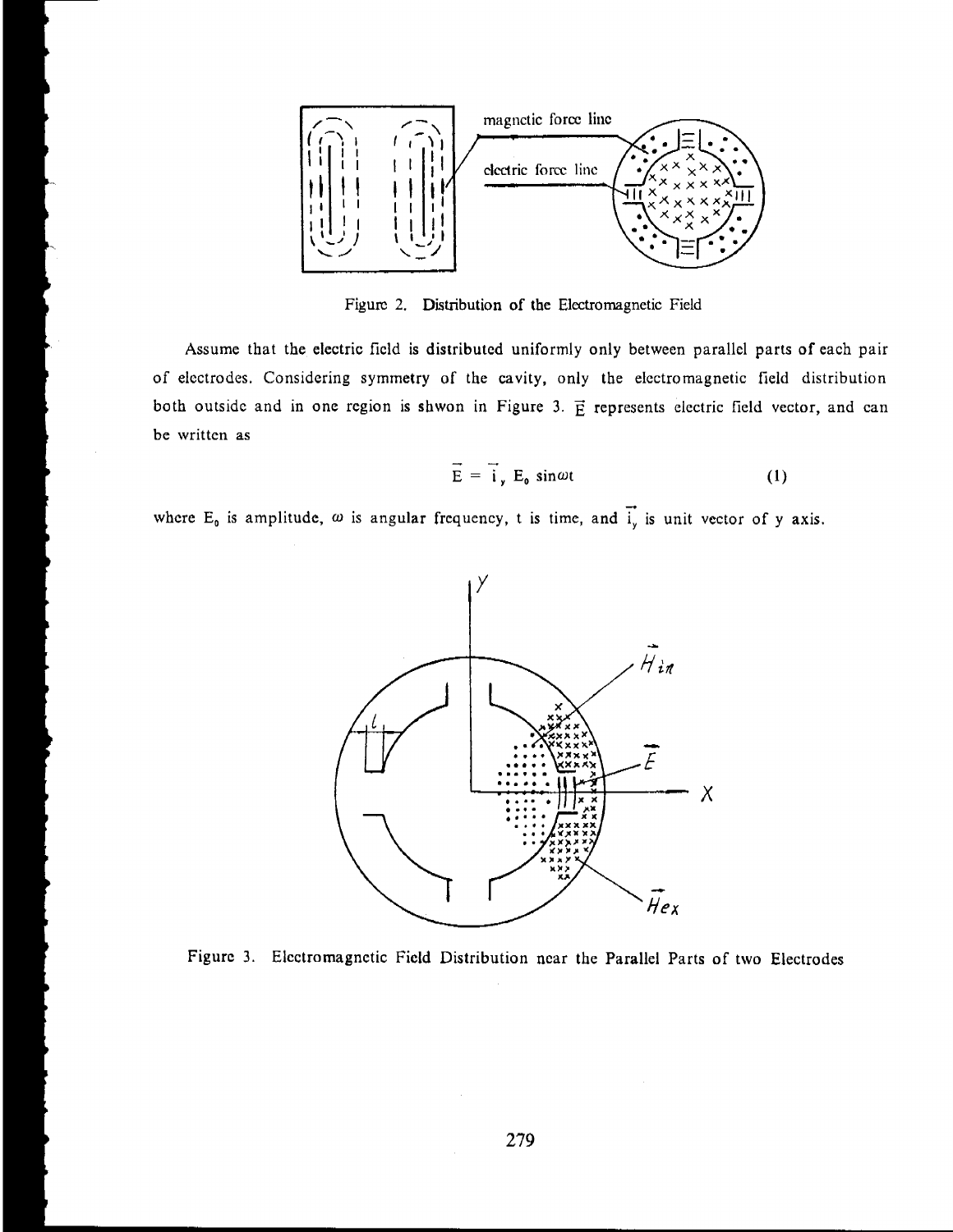Figure 2. Distribution of the Electromagnetic Field

Assume that the electric field is distributed uniformly only between parallel parts of each pair of electrodes. Considering symmetry of the cavity, only the electromagnetic field distribution both outside and in one region is shwon in Figure 3. $\vec{E}$ represents electric field vector, and can be written as

$$\vec{E} = \vec{i}_y \, E_0 \sin\omega t \tag{1}$$

where $E_0$ is amplitude, $\omega$ is angular frequency, t is time, and $\vec{i}_y$ is unit vector of y axis.

Figure 3. Electromagnetic Field Distribution near the Parallel Parts of two Electrodes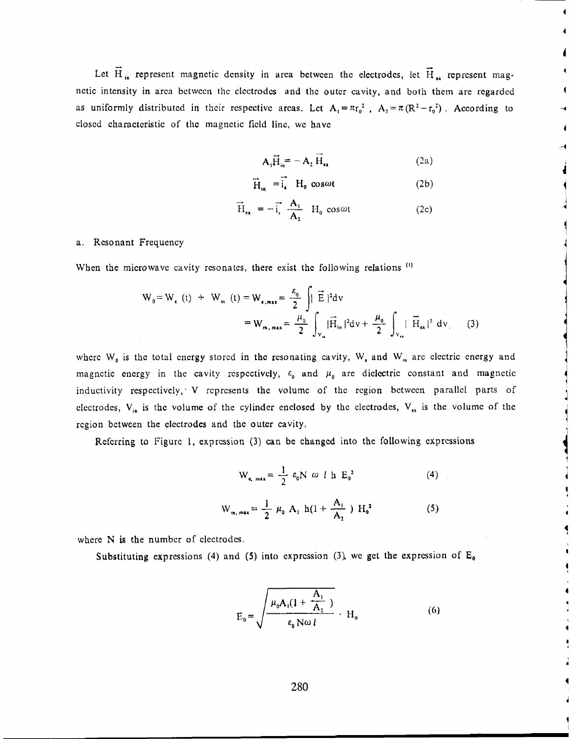Let $\vec{H}_{in}$ represent magnetic density in area between the electrodes, let $\vec{H}_{ex}$ represent magnetic intensity in area between the electrodes and the outer cavity, and both them are regarded as uniformly distributed in their respective areas. Let $A_1 = \pi r_0^2$ , $A_2 = \pi (R^2 - r_0^2)$ . According to closed characteristic of the magnetic field line, we have

$$A_1 \vec{H}_{in} = -A_2 \vec{H}_{ex} \tag{2a}$$

$$\vec{H}_{in} = \vec{i}_z \ H_0 \cos\omega t \tag{2b}$$

$$\vec{H}_{ex} = -\vec{i}_z \frac{A_1}{A_2} H_0 \cos\omega t \tag{2c}$$

a. Resonant Frequency

When the microwave cavity resonates, there exist the following relations [1]

$$W_0 = W_e(t) + W_m(t) = W_{e,max} = \frac{\varepsilon_0}{2} \int |\vec{E}|^2 dv$$
$$= W_{m,max} = \frac{\mu_0}{2} \int_{V_{in}} |\vec{H}_{in}|^2 dv + \frac{\mu_0}{2} \int_{V_{ex}} |\vec{H}_{ex}|^2 dv \tag{3}$$

where $W_0$ is the total energy stored in the resonating cavity, $W_e$ and $W_m$ are electric energy and magnetic energy in the cavity respectively, $\varepsilon_0$ and $\mu_0$ are dielectric constant and magnetic inductivity respectively, V represents the volume of the region between parallel parts of electrodes, $V_{in}$ is the volume of the cylinder enclosed by the electrodes, $V_{ex}$ is the volume of the region between the electrodes and the outer cavity.

Referring to Figure 1, expression (3) can be changed into the following expressions

$$W_{e,max} = \frac{1}{2} \varepsilon_0 N \omega \, l \, h \, E_0^2 \tag{4}$$

$$W_{m,max} = \frac{1}{2} \mu_0 A_1 h (1 + \frac{A_1}{A_2}) H_0^2 \tag{5}$$

where N is the number of electrodes.

Substituting expressions (4) and (5) into expression (3), we get the expression of $E_0$

$$E_0 = \sqrt{\frac{\mu_0 A_1 (1 + \frac{A_1}{A_2})}{\varepsilon_0 N \omega \, l}} \cdot H_0 \tag{6}$$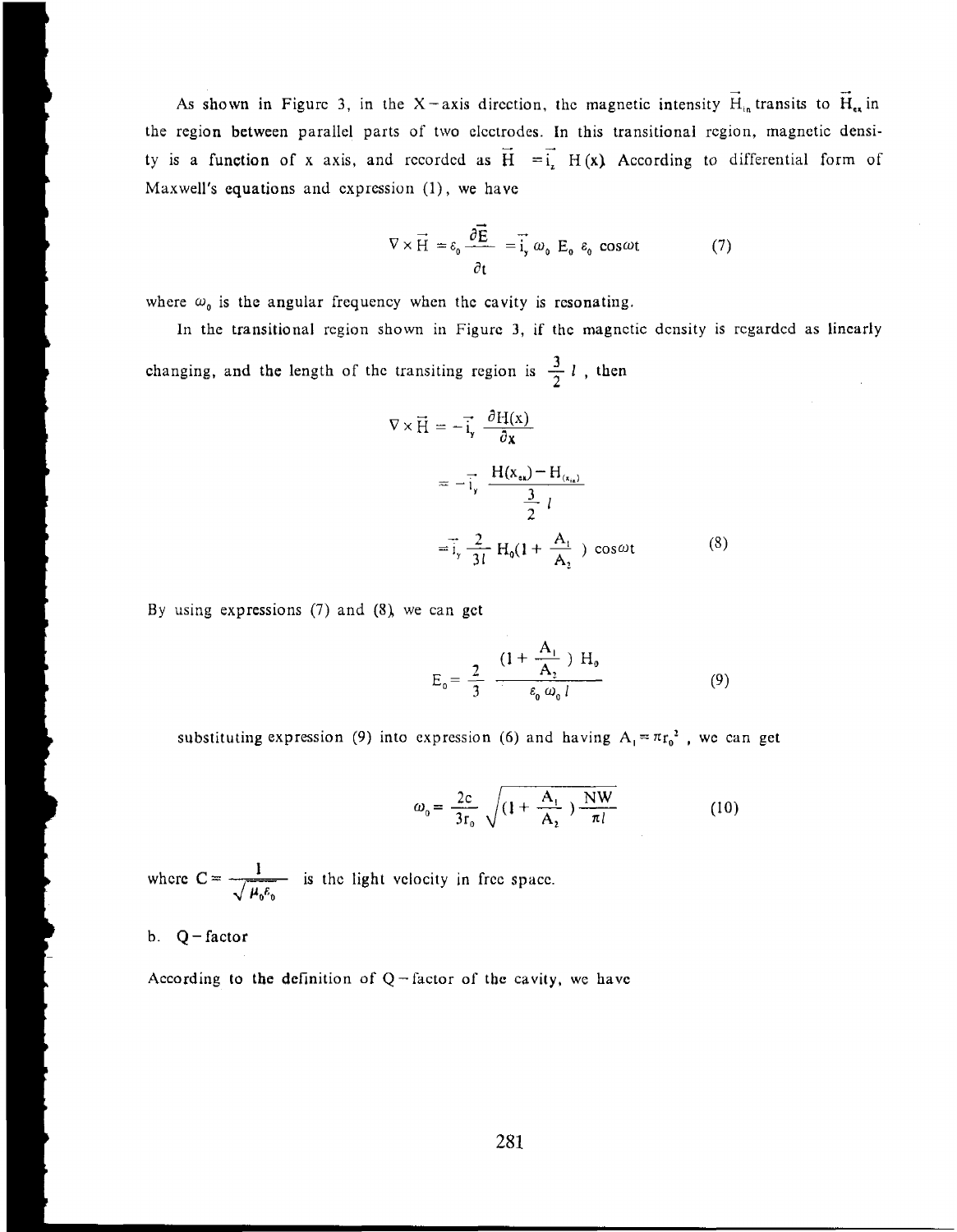As shown in Figure 3, in the X-axis direction, the magnetic intensity $\vec{H}_{in}$ transits to $\vec{H}_{ex}$ in the region between parallel parts of two electrodes. In this transitional region, magnetic density is a function of x axis, and recorded as $\vec{H} = \vec{i}_z H(x)$. According to differential form of Maxwell's equations and expression (1), we have

$$\nabla \times \vec{H} = \varepsilon_0 \frac{\partial \vec{E}}{\partial t} = \vec{i}_y \omega_0 E_0 \varepsilon_0 \cos\omega t \tag{7}$$

where $\omega_0$ is the angular frequency when the cavity is resonating.

In the transitional region shown in Figure 3, if the magnetic density is regarded as linearly changing, and the length of the transiting region is $\frac{3}{2} l$, then

$$\begin{aligned} \nabla \times \vec{H} &= -\vec{i}_y \frac{\partial H(x)}{\partial x} \\ &= -\vec{i}_y \frac{H(x_{ex}) - H_{(x_{in})}}{\frac{3}{2} l} \\ &= \vec{i}_y \frac{2}{3l} H_0 (1 + \frac{A_1}{A_2}) \cos\omega t \end{aligned} \tag{8}$$

By using expressions (7) and (8), we can get

$$E_0 = \frac{2}{3} \frac{(1 + \frac{A_1}{A_2}) H_0}{\varepsilon_0 \omega_0 l} \tag{9}$$

substituting expression (9) into expression (6) and having $A_1 = \pi r_0^2$, we can get

$$\omega_0 = \frac{2c}{3r_0} \sqrt{(1 + \frac{A_1}{A_2}) \frac{NW}{\pi l}} \tag{10}$$

where $C = \frac{1}{\sqrt{\mu_0 \varepsilon_0}}$ is the light velocity in free space.

b. Q-factor

According to the definition of Q-factor of the cavity, we have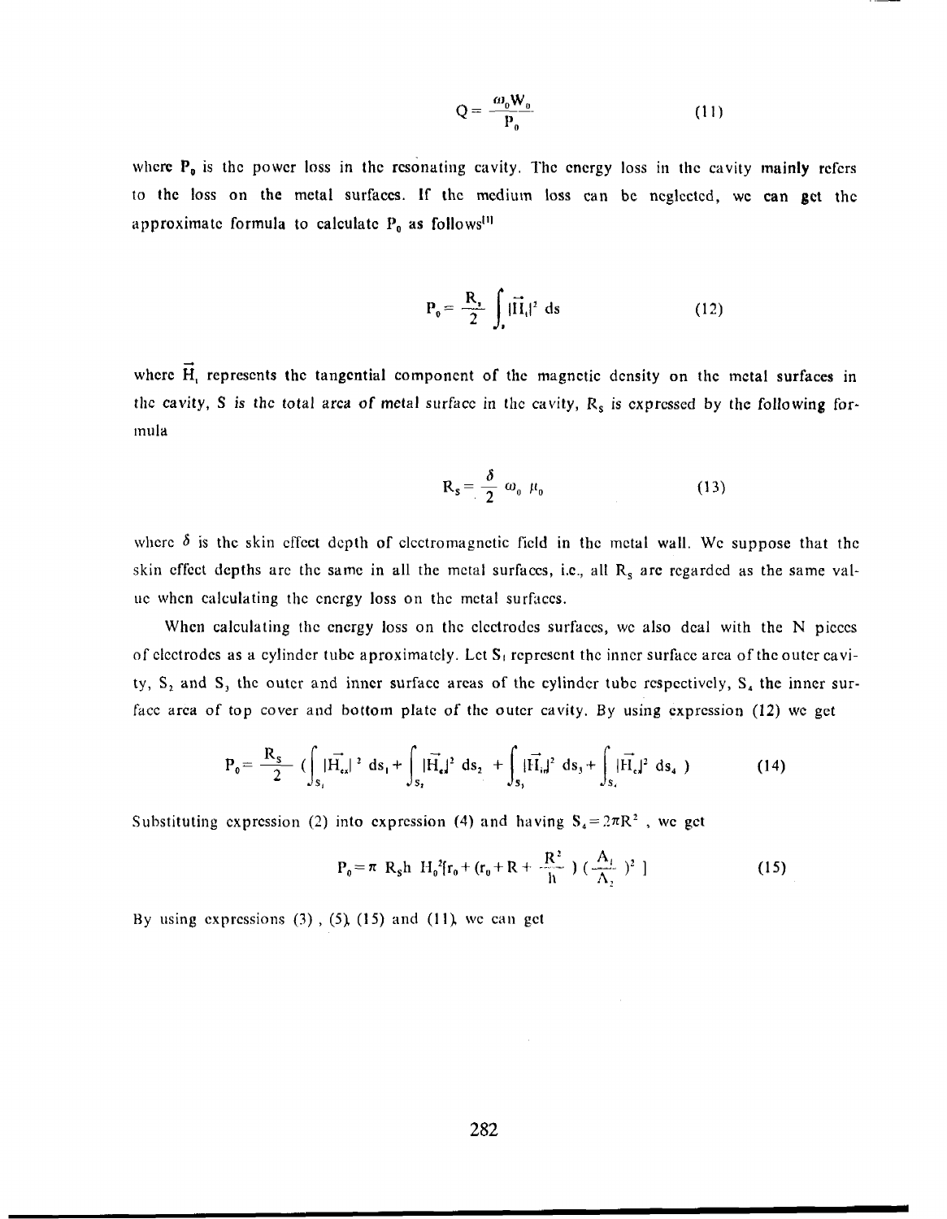$$Q = \frac{\omega_0 W_0}{P_0} \tag{11}$$

where $P_0$ is the power loss in the resonating cavity. The energy loss in the cavity **mainly** refers to the loss on the metal surfaces. If the medium loss can be neglected, we can get the approximate formula to calculate $P_0$ as follows[1]

$$P_0 = \frac{R_s}{2} \int_s |\vec{H}_t|^2 \, ds \tag{12}$$

where $\vec{H}_t$ represents the tangential component of the magnetic density on the metal surfaces in the cavity, S is the total area of metal surface in the cavity, $R_S$ is expressed by the following formula

$$R_S = \frac{\delta}{2} \omega_0 \mu_0 \tag{13}$$

where $\delta$ is the skin effect depth of electromagnetic field in the metal wall. We suppose that the skin effect depths are the same in all the metal surfaces, i.e., all $R_S$ are regarded as the same value when calculating the energy loss on the metal surfaces.

When calculating the energy loss on the electrodes surfaces, we also deal with the N pieces of electrodes as a cylinder tube aproximately. Let $S_1$ represent the inner surface area of the outer cavity, $S_2$ and $S_3$ the outer and inner surface areas of the cylinder tube respectively, $S_4$ the inner surface area of top cover and bottom plate of the outer cavity. By using expression (12) we get

$$P_0 = \frac{R_S}{2} \left( \int_{S_1} |\vec{H}_{ex}|^2 \, ds_1 + \int_{S_2} |\vec{H}_{e}|^2 \, ds_2 + \int_{S_3} |\vec{H}_{in}|^2 \, ds_3 + \int_{S_4} |\vec{H}_{e}|^2 \, ds_4 \right) \tag{14}$$

Substituting expression (2) into expression (4) and having $S_4 = 2\pi R^2$, we get

$$P_0 = \pi \, R_S h \, H_0^2 [r_0 + (r_0 + R + \frac{R^2}{h}) (\frac{A_1}{A_2})^2 ] \tag{15}$$

By using expressions (3), (5), (15) and (11), we can get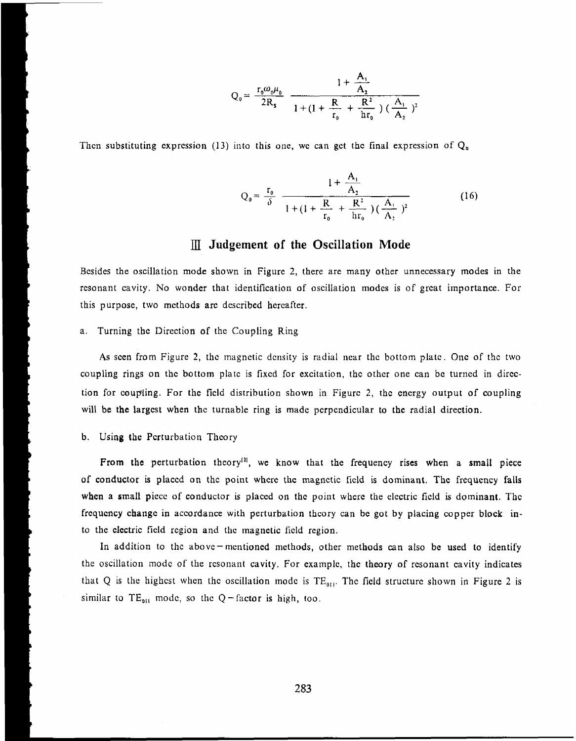$$Q_0 = \frac{r_0 \omega_0 \mu_0}{2R_s} \frac{1 + \frac{A_1}{A_2}}{1 + (1 + \frac{R}{r_0} + \frac{R^2}{hr_0})(\frac{A_1}{A_2})^2}$$

Then substituting expression (13) into this one, we can get the final expression of $Q_0$

$$Q_0 = \frac{r_0}{\delta} \frac{1 + \frac{A_1}{A_2}}{1 + (1 + \frac{R}{r_0} + \frac{R^2}{hr_0})(\frac{A_1}{A_2})^2} \tag{16}$$

## Ⅲ Judgement of the Oscillation Mode

Besides the oscillation mode shown in Figure 2, there are many other unnecessary modes in the resonant cavity. No wonder that identification of oscillation modes is of great importance. For this purpose, two methods are described hereafter.

a. Turning the Direction of the Coupling Ring

As seen from Figure 2, the magnetic density is radial near the bottom plate. One of the two coupling rings on the bottom plate is fixed for excitation, the other one can be turned in direction for coupling. For the field distribution shown in Figure 2, the energy output of coupling will be the largest when the turnable ring is made perpendicular to the radial direction.

b. Using the Perturbation Theory

From the perturbation theory[2], we know that the frequency rises when a small piece of conductor is placed on the point where the magnetic field is dominant. The frequency falls when a small piece of conductor is placed on the point where the electric field is dominant. The frequency change in accordance with perturbation theory can be got by placing copper block into the electric field region and the magnetic field region.

In addition to the above-mentioned methods, other methods can also be used to identify the oscillation mode of the resonant cavity. For example, the theory of resonant cavity indicates that Q is the highest when the oscillation mode is $TE_{011}$. The field structure shown in Figure 2 is similar to $TE_{011}$ mode, so the Q-factor is high, too.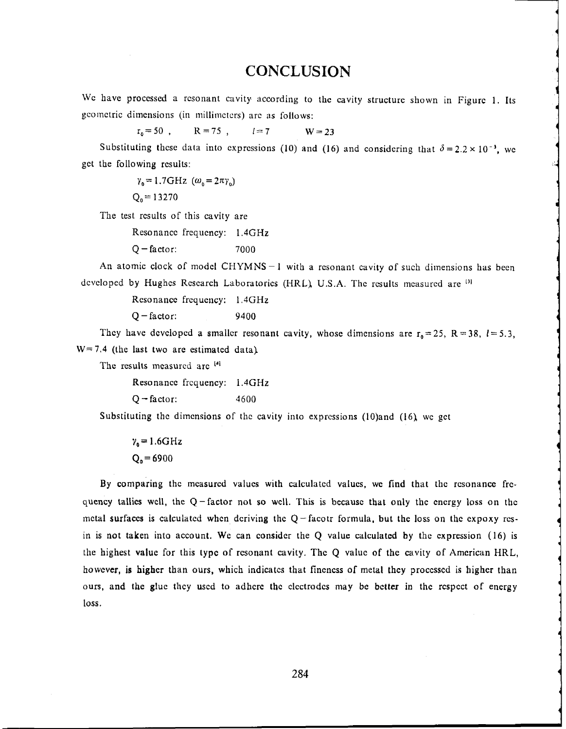# CONCLUSION

We have processed a resonant cavity according to the cavity structure shown in Figure 1. Its geometric dimensions (in millimeters) are as follows:

$$r_0 = 50 , \quad R = 75 , \quad l = 7 \quad W = 23$$

Substituting these data into expressions (10) and (16) and considering that $\delta = 2.2 \times 10^{-3}$, we get the following results:

$$\gamma_0 = 1.7\text{GHz} \ (\omega_0 = 2\pi\gamma_0)$$

$$Q_0 = 13270$$

The test results of this cavity are

Resonance frequency: 1.4GHz

Q – factor: 7000

An atomic clock of model CHYMNS – 1 with a resonant cavity of such dimensions has been developed by Hughes Research Laboratories (HRL), U.S.A. The results measured are [3]

Resonance frequency: 1.4GHz

Q – factor: 9400

They have developed a smaller resonant cavity, whose dimensions are $r_0 = 25$, $R = 38$, $l = 5.3$, $W = 7.4$ (the last two are estimated data).

The results measured are [4]

Resonance frequency: 1.4GHz

Q – factor: 4600

Substituting the dimensions of the cavity into expressions (10)and (16), we get

$$\gamma_0 = 1.6\text{GHz}$$

$$Q_0 = 6900$$

By comparing the measured values with calculated values, we find that the resonance frequency tallies well, the Q – factor not so well. This is because that only the energy loss on the metal surfaces is calculated when deriving the Q – facotr formula, but the loss on the expoxy resin is not taken into account. We can consider the Q value calculated by the expression (16) is the highest value for this type of resonant cavity. The Q value of the cavity of American HRL, however, is higher than ours, which indicates that fineness of metal they processed is higher than ours, and the glue they used to adhere the electrodes may be better in the respect of energy loss.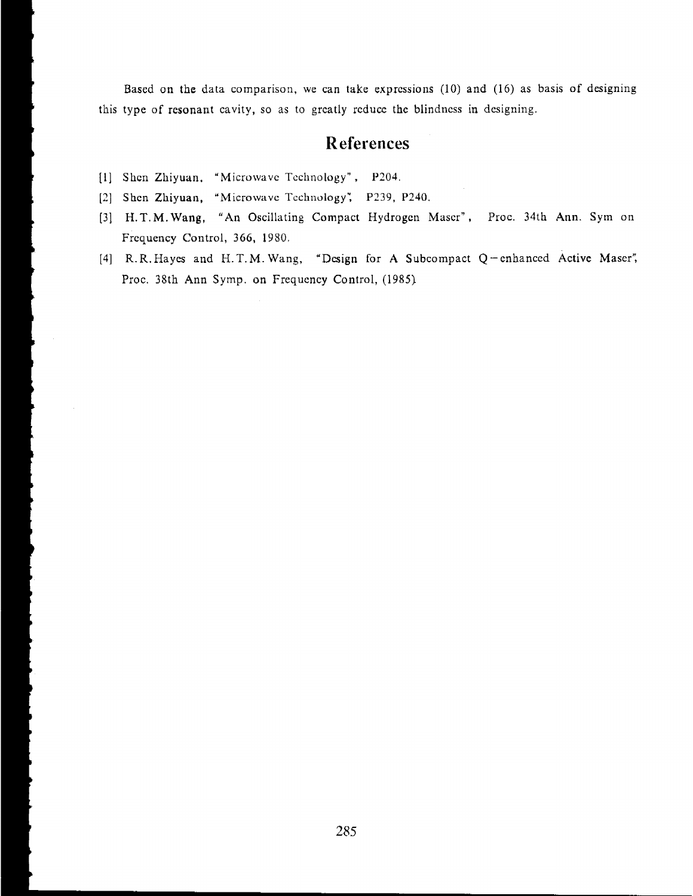Based on the data comparison, we can take expressions (10) and (16) as basis of designing this type of resonant cavity, so as to greatly reduce the blindness in designing.

## References

[1] Shen Zhiyuan, "Microwave Technology", P204.

[2] Shen Zhiyuan, "Microwave Technology", P239, P240.

[3] H.T.M.Wang, "An Oscillating Compact Hydrogen Maser", Proc. 34th Ann. Sym on Frequency Control, 366, 1980.

[4] R.R.Hayes and H.T.M.Wang, "Design for A Subcompact Q-enhanced Active Maser", Proc. 38th Ann Symp. on Frequency Control, (1985).